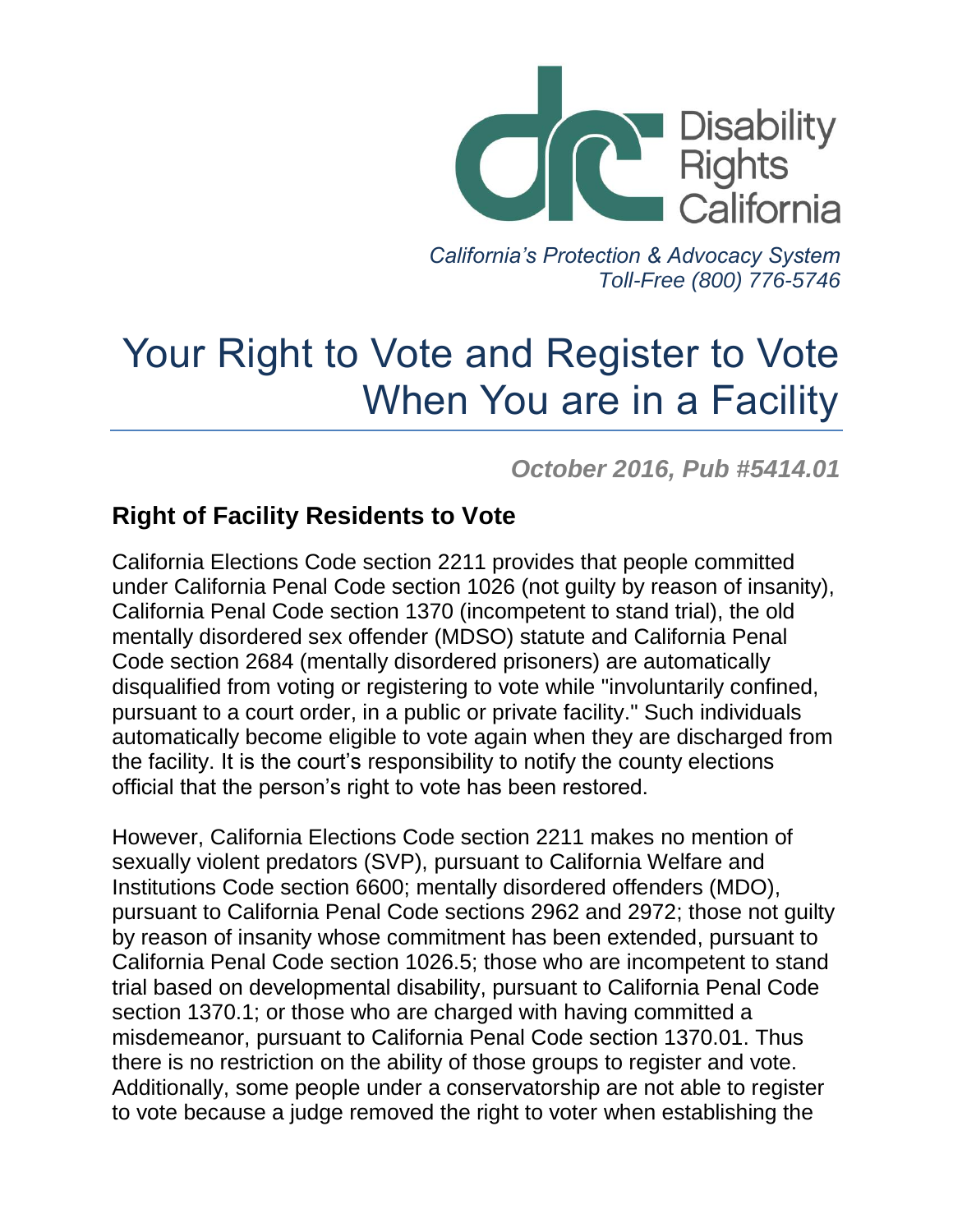Disability Rights California

*California's Protection & Advocacy System*
*Toll-Free (800) 776-5746*

# Your Right to Vote and Register to Vote When You are in a Facility

***October 2016, Pub #5414.01***

## Right of Facility Residents to Vote

California Elections Code section 2211 provides that people committed under California Penal Code section 1026 (not guilty by reason of insanity), California Penal Code section 1370 (incompetent to stand trial), the old mentally disordered sex offender (MDSO) statute and California Penal Code section 2684 (mentally disordered prisoners) are automatically disqualified from voting or registering to vote while "involuntarily confined, pursuant to a court order, in a public or private facility." Such individuals automatically become eligible to vote again when they are discharged from the facility. It is the court's responsibility to notify the county elections official that the person's right to vote has been restored.

However, California Elections Code section 2211 makes no mention of sexually violent predators (SVP), pursuant to California Welfare and Institutions Code section 6600; mentally disordered offenders (MDO), pursuant to California Penal Code sections 2962 and 2972; those not guilty by reason of insanity whose commitment has been extended, pursuant to California Penal Code section 1026.5; those who are incompetent to stand trial based on developmental disability, pursuant to California Penal Code section 1370.1; or those who are charged with having committed a misdemeanor, pursuant to California Penal Code section 1370.01. Thus there is no restriction on the ability of those groups to register and vote. Additionally, some people under a conservatorship are not able to register to vote because a judge removed the right to voter when establishing the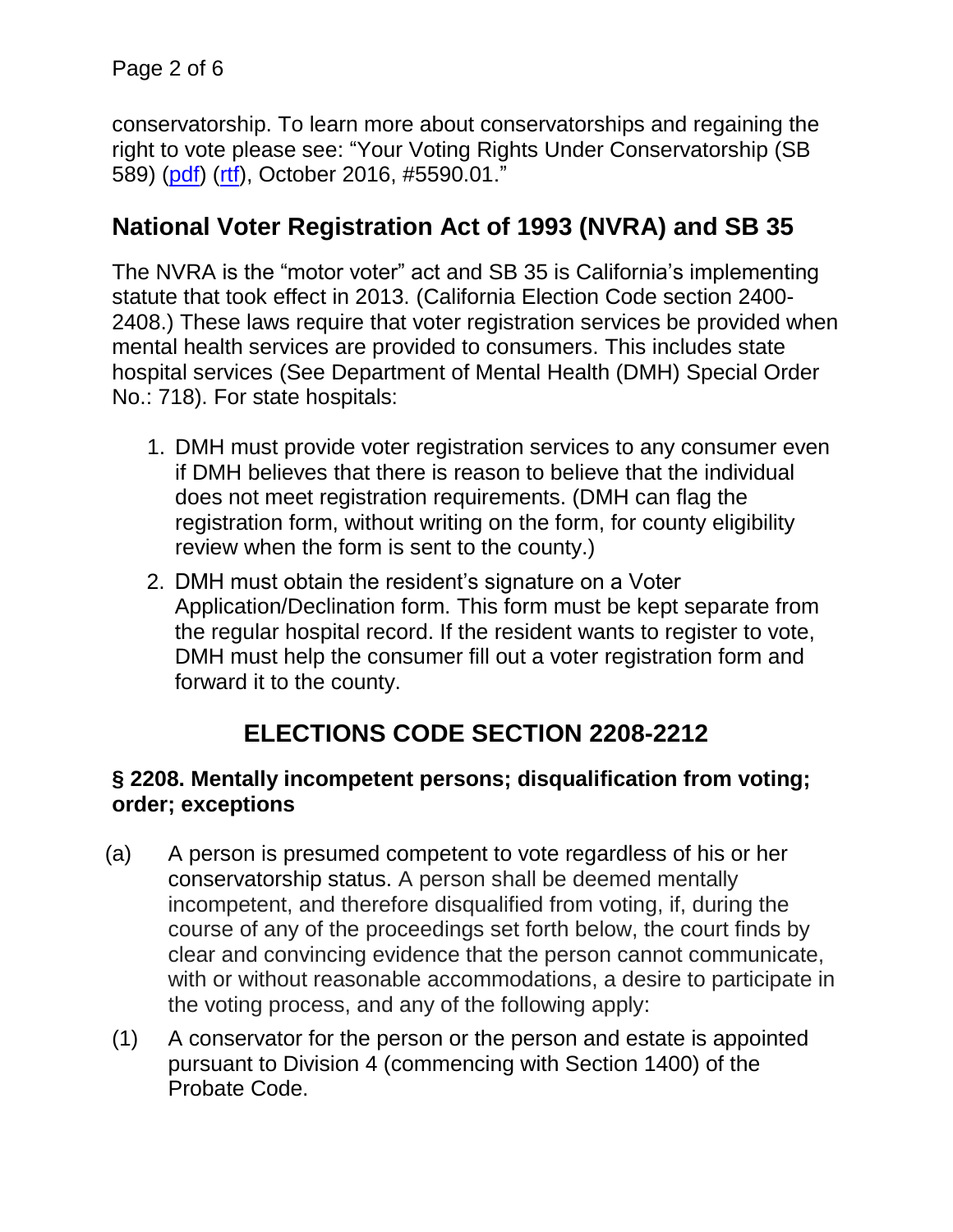conservatorship. To learn more about conservatorships and regaining the right to vote please see: "Your Voting Rights Under Conservatorship (SB 589) (pdf) (rtf), October 2016, #5590.01."

## National Voter Registration Act of 1993 (NVRA) and SB 35

The NVRA is the "motor voter" act and SB 35 is California's implementing statute that took effect in 2013. (California Election Code section 2400-2408.) These laws require that voter registration services be provided when mental health services are provided to consumers. This includes state hospital services (See Department of Mental Health (DMH) Special Order No.: 718). For state hospitals:

1. DMH must provide voter registration services to any consumer even if DMH believes that there is reason to believe that the individual does not meet registration requirements. (DMH can flag the registration form, without writing on the form, for county eligibility review when the form is sent to the county.)
2. DMH must obtain the resident's signature on a Voter Application/Declination form. This form must be kept separate from the regular hospital record. If the resident wants to register to vote, DMH must help the consumer fill out a voter registration form and forward it to the county.

## ELECTIONS CODE SECTION 2208-2212

### § 2208. Mentally incompetent persons; disqualification from voting; order; exceptions

(a) A person is presumed competent to vote regardless of his or her conservatorship status. A person shall be deemed mentally incompetent, and therefore disqualified from voting, if, during the course of any of the proceedings set forth below, the court finds by clear and convincing evidence that the person cannot communicate, with or without reasonable accommodations, a desire to participate in the voting process, and any of the following apply:

(1) A conservator for the person or the person and estate is appointed pursuant to Division 4 (commencing with Section 1400) of the Probate Code.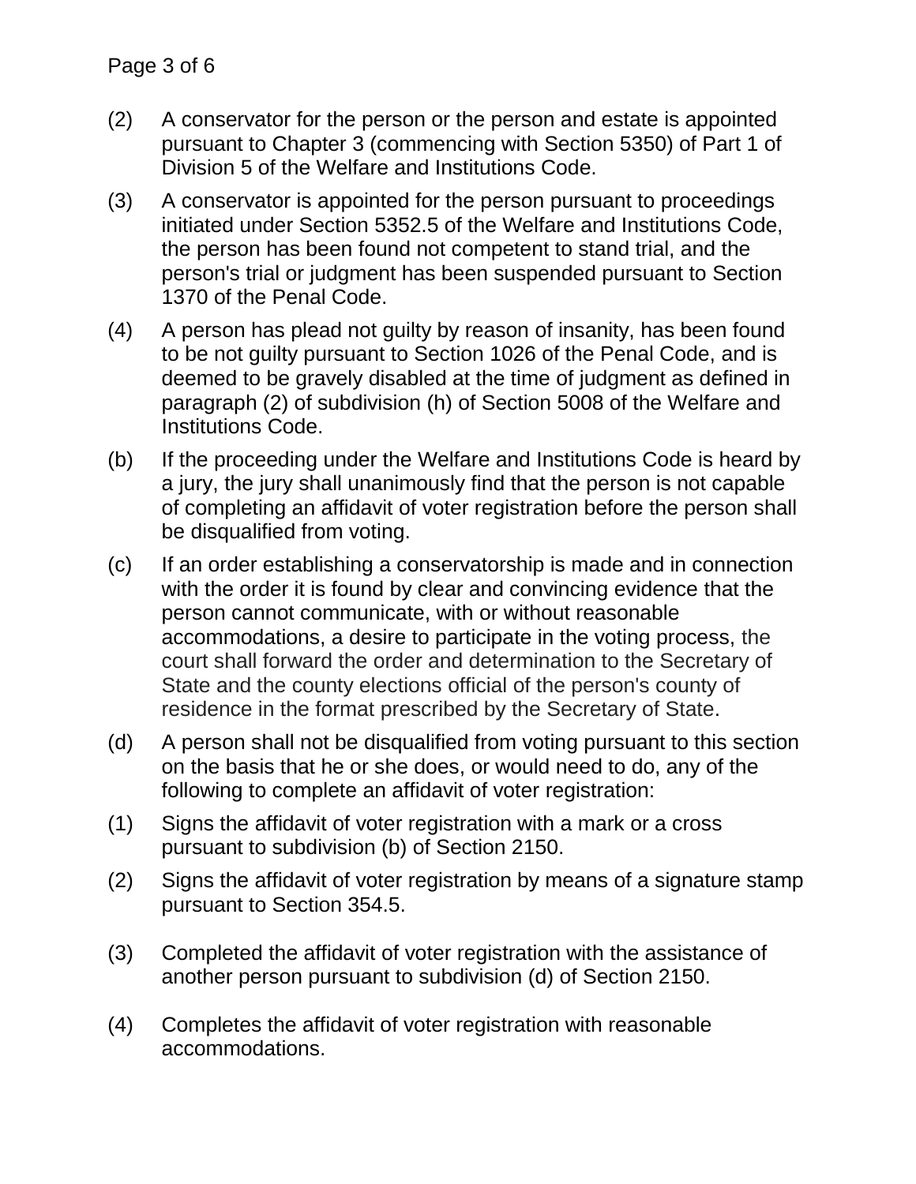(2) A conservator for the person or the person and estate is appointed pursuant to Chapter 3 (commencing with Section 5350) of Part 1 of Division 5 of the Welfare and Institutions Code.

(3) A conservator is appointed for the person pursuant to proceedings initiated under Section 5352.5 of the Welfare and Institutions Code, the person has been found not competent to stand trial, and the person's trial or judgment has been suspended pursuant to Section 1370 of the Penal Code.

(4) A person has plead not guilty by reason of insanity, has been found to be not guilty pursuant to Section 1026 of the Penal Code, and is deemed to be gravely disabled at the time of judgment as defined in paragraph (2) of subdivision (h) of Section 5008 of the Welfare and Institutions Code.

(b) If the proceeding under the Welfare and Institutions Code is heard by a jury, the jury shall unanimously find that the person is not capable of completing an affidavit of voter registration before the person shall be disqualified from voting.

(c) If an order establishing a conservatorship is made and in connection with the order it is found by clear and convincing evidence that the person cannot communicate, with or without reasonable accommodations, a desire to participate in the voting process, the court shall forward the order and determination to the Secretary of State and the county elections official of the person's county of residence in the format prescribed by the Secretary of State.

(d) A person shall not be disqualified from voting pursuant to this section on the basis that he or she does, or would need to do, any of the following to complete an affidavit of voter registration:

(1) Signs the affidavit of voter registration with a mark or a cross pursuant to subdivision (b) of Section 2150.

(2) Signs the affidavit of voter registration by means of a signature stamp pursuant to Section 354.5.

(3) Completed the affidavit of voter registration with the assistance of another person pursuant to subdivision (d) of Section 2150.

(4) Completes the affidavit of voter registration with reasonable accommodations.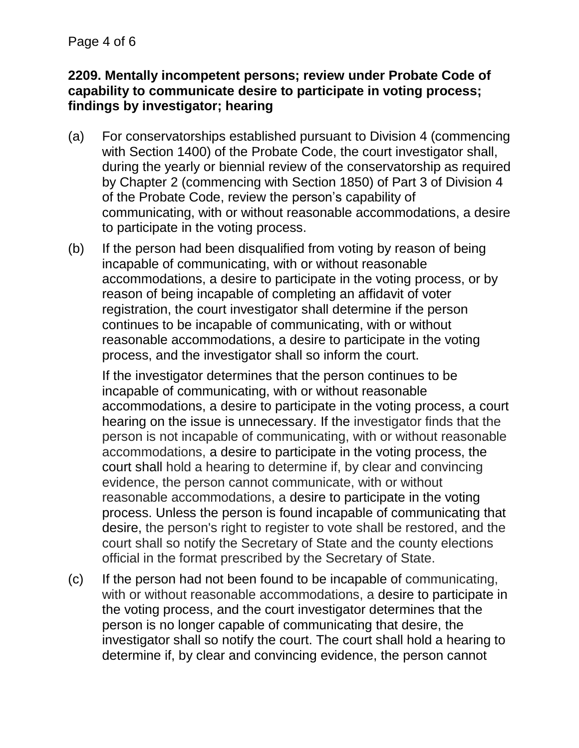### 2209. Mentally incompetent persons; review under Probate Code of capability to communicate desire to participate in voting process; findings by investigator; hearing

(a) For conservatorships established pursuant to Division 4 (commencing with Section 1400) of the Probate Code, the court investigator shall, during the yearly or biennial review of the conservatorship as required by Chapter 2 (commencing with Section 1850) of Part 3 of Division 4 of the Probate Code, review the person's capability of communicating, with or without reasonable accommodations, a desire to participate in the voting process.

(b) If the person had been disqualified from voting by reason of being incapable of communicating, with or without reasonable accommodations, a desire to participate in the voting process, or by reason of being incapable of completing an affidavit of voter registration, the court investigator shall determine if the person continues to be incapable of communicating, with or without reasonable accommodations, a desire to participate in the voting process, and the investigator shall so inform the court.

If the investigator determines that the person continues to be incapable of communicating, with or without reasonable accommodations, a desire to participate in the voting process, a court hearing on the issue is unnecessary. If the investigator finds that the person is not incapable of communicating, with or without reasonable accommodations, a desire to participate in the voting process, the court shall hold a hearing to determine if, by clear and convincing evidence, the person cannot communicate, with or without reasonable accommodations, a desire to participate in the voting process. Unless the person is found incapable of communicating that desire, the person's right to register to vote shall be restored, and the court shall so notify the Secretary of State and the county elections official in the format prescribed by the Secretary of State.

(c) If the person had not been found to be incapable of communicating, with or without reasonable accommodations, a desire to participate in the voting process, and the court investigator determines that the person is no longer capable of communicating that desire, the investigator shall so notify the court. The court shall hold a hearing to determine if, by clear and convincing evidence, the person cannot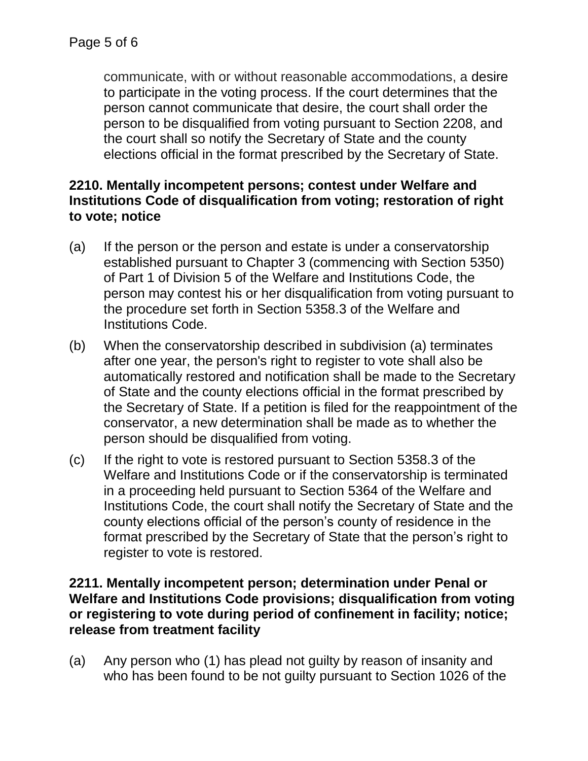communicate, with or without reasonable accommodations, a desire to participate in the voting process. If the court determines that the person cannot communicate that desire, the court shall order the person to be disqualified from voting pursuant to Section 2208, and the court shall so notify the Secretary of State and the county elections official in the format prescribed by the Secretary of State.

**2210. Mentally incompetent persons; contest under Welfare and Institutions Code of disqualification from voting; restoration of right to vote; notice**

(a) If the person or the person and estate is under a conservatorship established pursuant to Chapter 3 (commencing with Section 5350) of Part 1 of Division 5 of the Welfare and Institutions Code, the person may contest his or her disqualification from voting pursuant to the procedure set forth in Section 5358.3 of the Welfare and Institutions Code.

(b) When the conservatorship described in subdivision (a) terminates after one year, the person's right to register to vote shall also be automatically restored and notification shall be made to the Secretary of State and the county elections official in the format prescribed by the Secretary of State. If a petition is filed for the reappointment of the conservator, a new determination shall be made as to whether the person should be disqualified from voting.

(c) If the right to vote is restored pursuant to Section 5358.3 of the Welfare and Institutions Code or if the conservatorship is terminated in a proceeding held pursuant to Section 5364 of the Welfare and Institutions Code, the court shall notify the Secretary of State and the county elections official of the person's county of residence in the format prescribed by the Secretary of State that the person's right to register to vote is restored.

**2211. Mentally incompetent person; determination under Penal or Welfare and Institutions Code provisions; disqualification from voting or registering to vote during period of confinement in facility; notice; release from treatment facility**

(a) Any person who (1) has plead not guilty by reason of insanity and who has been found to be not guilty pursuant to Section 1026 of the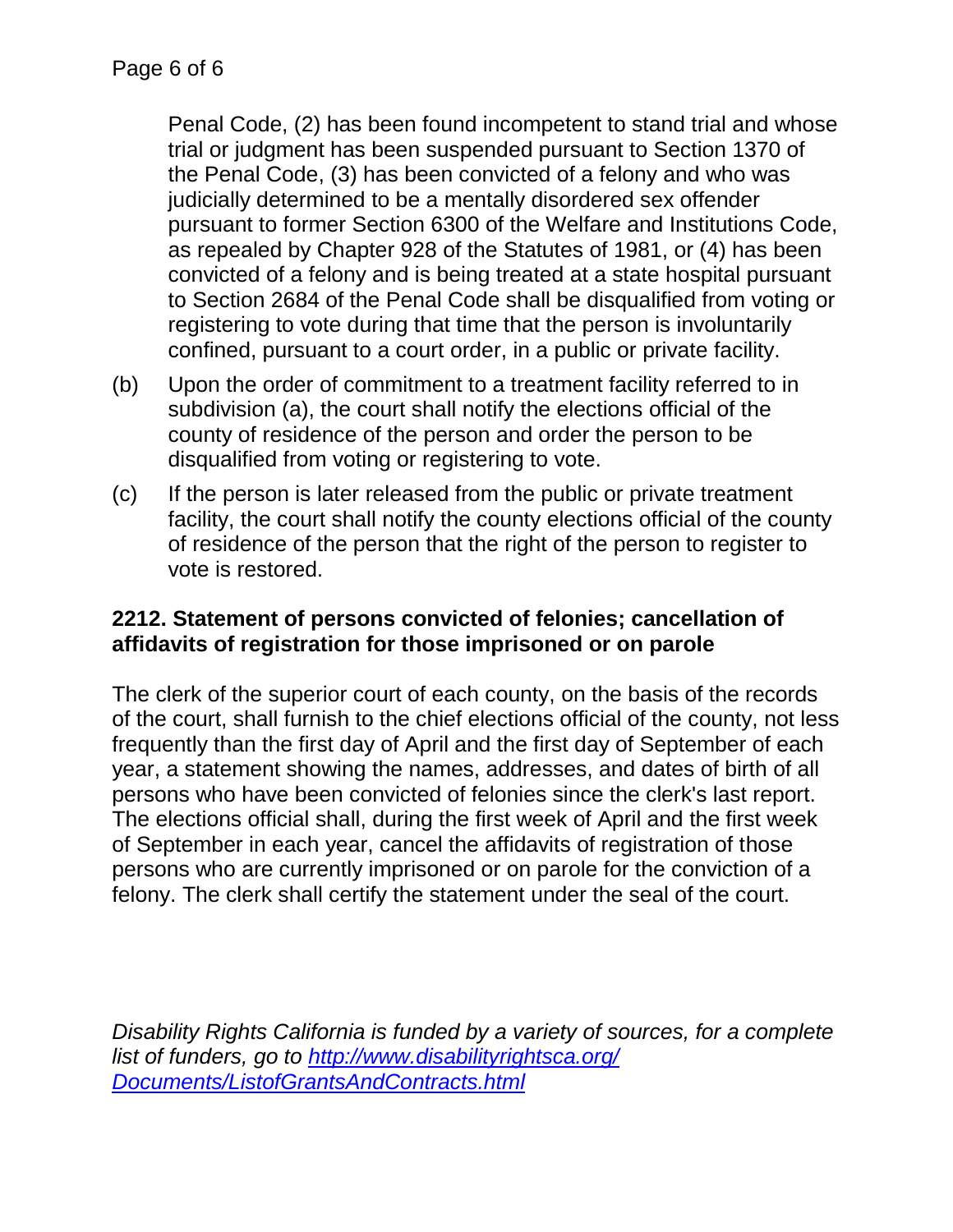Penal Code, (2) has been found incompetent to stand trial and whose trial or judgment has been suspended pursuant to Section 1370 of the Penal Code, (3) has been convicted of a felony and who was judicially determined to be a mentally disordered sex offender pursuant to former Section 6300 of the Welfare and Institutions Code, as repealed by Chapter 928 of the Statutes of 1981, or (4) has been convicted of a felony and is being treated at a state hospital pursuant to Section 2684 of the Penal Code shall be disqualified from voting or registering to vote during that time that the person is involuntarily confined, pursuant to a court order, in a public or private facility.

(b) Upon the order of commitment to a treatment facility referred to in subdivision (a), the court shall notify the elections official of the county of residence of the person and order the person to be disqualified from voting or registering to vote.

(c) If the person is later released from the public or private treatment facility, the court shall notify the county elections official of the county of residence of the person that the right of the person to register to vote is restored.

**2212. Statement of persons convicted of felonies; cancellation of affidavits of registration for those imprisoned or on parole**

The clerk of the superior court of each county, on the basis of the records of the court, shall furnish to the chief elections official of the county, not less frequently than the first day of April and the first day of September of each year, a statement showing the names, addresses, and dates of birth of all persons who have been convicted of felonies since the clerk's last report. The elections official shall, during the first week of April and the first week of September in each year, cancel the affidavits of registration of those persons who are currently imprisoned or on parole for the conviction of a felony. The clerk shall certify the statement under the seal of the court.

*Disability Rights California is funded by a variety of sources, for a complete list of funders, go to [http://www.disabilityrightsca.org/Documents/ListofGrantsAndContracts.html](http://www.disabilityrightsca.org/Documents/ListofGrantsAndContracts.html)*